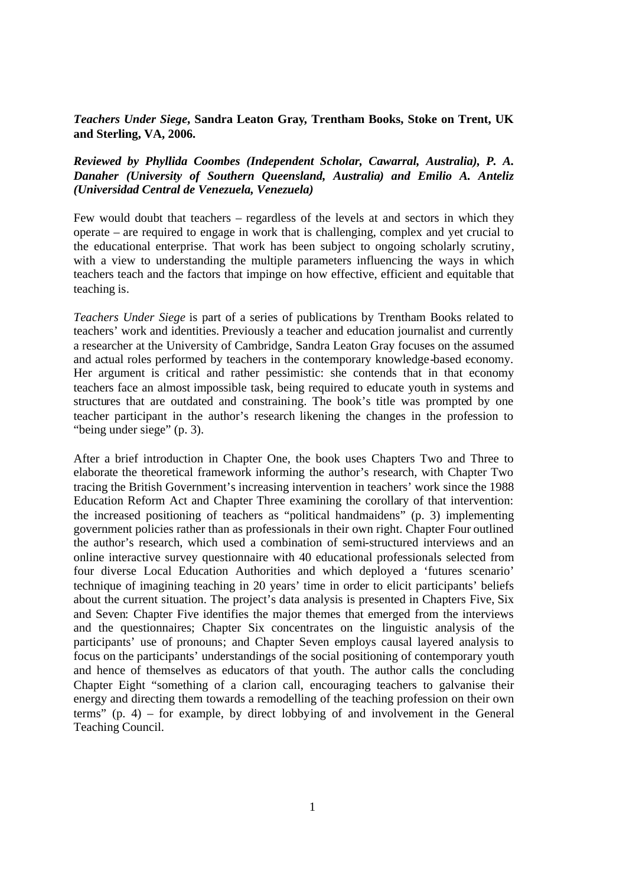***Teachers Under Siege*, Sandra Leaton Gray, Trentham Books, Stoke on Trent, UK and Sterling, VA, 2006.**

***Reviewed by Phyllida Coombes (Independent Scholar, Cawarral, Australia), P. A. Danaher (University of Southern Queensland, Australia) and Emilio A. Anteliz (Universidad Central de Venezuela, Venezuela)***

Few would doubt that teachers – regardless of the levels at and sectors in which they operate – are required to engage in work that is challenging, complex and yet crucial to the educational enterprise. That work has been subject to ongoing scholarly scrutiny, with a view to understanding the multiple parameters influencing the ways in which teachers teach and the factors that impinge on how effective, efficient and equitable that teaching is.

*Teachers Under Siege* is part of a series of publications by Trentham Books related to teachers' work and identities. Previously a teacher and education journalist and currently a researcher at the University of Cambridge, Sandra Leaton Gray focuses on the assumed and actual roles performed by teachers in the contemporary knowledge-based economy. Her argument is critical and rather pessimistic: she contends that in that economy teachers face an almost impossible task, being required to educate youth in systems and structures that are outdated and constraining. The book's title was prompted by one teacher participant in the author's research likening the changes in the profession to "being under siege" (p. 3).

After a brief introduction in Chapter One, the book uses Chapters Two and Three to elaborate the theoretical framework informing the author's research, with Chapter Two tracing the British Government's increasing intervention in teachers' work since the 1988 Education Reform Act and Chapter Three examining the corollary of that intervention: the increased positioning of teachers as "political handmaidens" (p. 3) implementing government policies rather than as professionals in their own right. Chapter Four outlined the author's research, which used a combination of semi-structured interviews and an online interactive survey questionnaire with 40 educational professionals selected from four diverse Local Education Authorities and which deployed a 'futures scenario' technique of imagining teaching in 20 years' time in order to elicit participants' beliefs about the current situation. The project's data analysis is presented in Chapters Five, Six and Seven: Chapter Five identifies the major themes that emerged from the interviews and the questionnaires; Chapter Six concentrates on the linguistic analysis of the participants' use of pronouns; and Chapter Seven employs causal layered analysis to focus on the participants' understandings of the social positioning of contemporary youth and hence of themselves as educators of that youth. The author calls the concluding Chapter Eight "something of a clarion call, encouraging teachers to galvanise their energy and directing them towards a remodelling of the teaching profession on their own terms" (p. 4) – for example, by direct lobbying of and involvement in the General Teaching Council.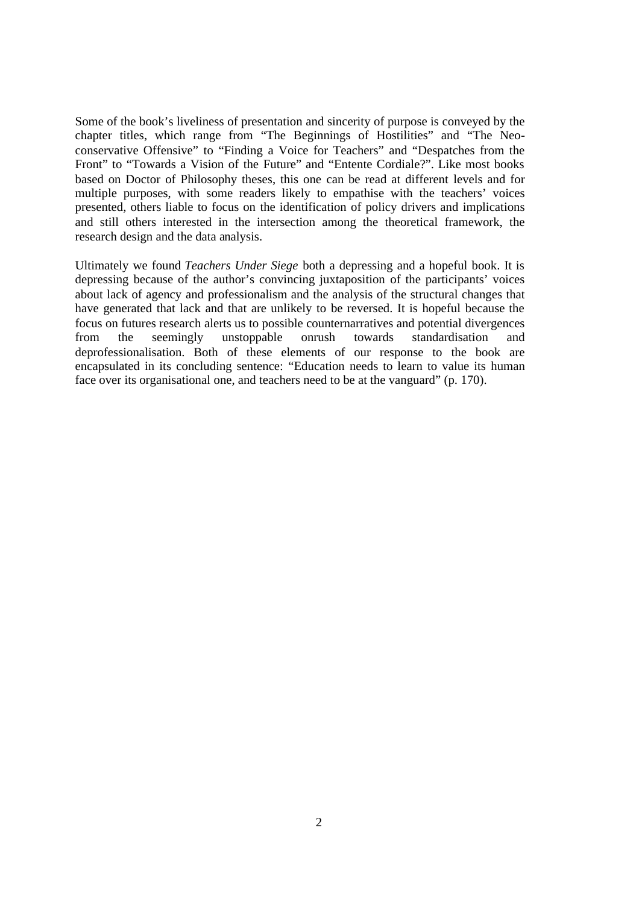Some of the book’s liveliness of presentation and sincerity of purpose is conveyed by the chapter titles, which range from “The Beginnings of Hostilities” and “The Neo-conservative Offensive” to “Finding a Voice for Teachers” and “Despatches from the Front” to “Towards a Vision of the Future” and “Entente Cordiale?”. Like most books based on Doctor of Philosophy theses, this one can be read at different levels and for multiple purposes, with some readers likely to empathise with the teachers’ voices presented, others liable to focus on the identification of policy drivers and implications and still others interested in the intersection among the theoretical framework, the research design and the data analysis.

Ultimately we found *Teachers Under Siege* both a depressing and a hopeful book. It is depressing because of the author’s convincing juxtaposition of the participants’ voices about lack of agency and professionalism and the analysis of the structural changes that have generated that lack and that are unlikely to be reversed. It is hopeful because the focus on futures research alerts us to possible counternarratives and potential divergences from the seemingly unstoppable onrush towards standardisation and deprofessionalisation. Both of these elements of our response to the book are encapsulated in its concluding sentence: “Education needs to learn to value its human face over its organisational one, and teachers need to be at the vanguard” (p. 170).